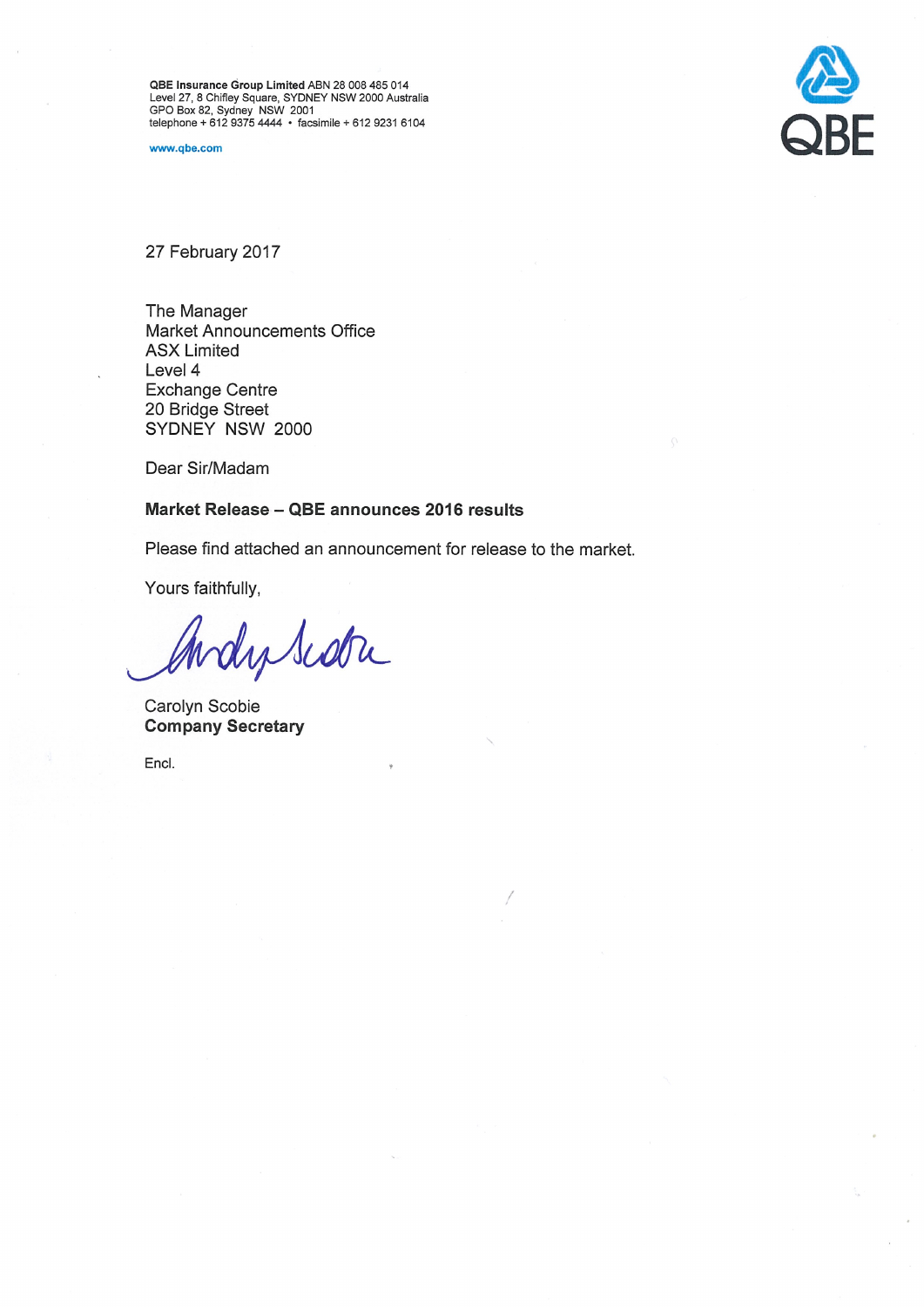**QBE Insurance Group Limited** ABN 28 008 485 014
Level 27, 8 Chifley Square, SYDNEY NSW 2000 Australia
GPO Box 82, Sydney NSW 2001
telephone + 612 9375 4444 • facsimile + 612 9231 6104

www.qbe.com

QBE

27 February 2017

The Manager
Market Announcements Office
ASX Limited
Level 4
Exchange Centre
20 Bridge Street
SYDNEY NSW 2000

Dear Sir/Madam

**Market Release – QBE announces 2016 results**

Please find attached an announcement for release to the market.

Yours faithfully,

Carolyn Scobie
**Company Secretary**

Encl.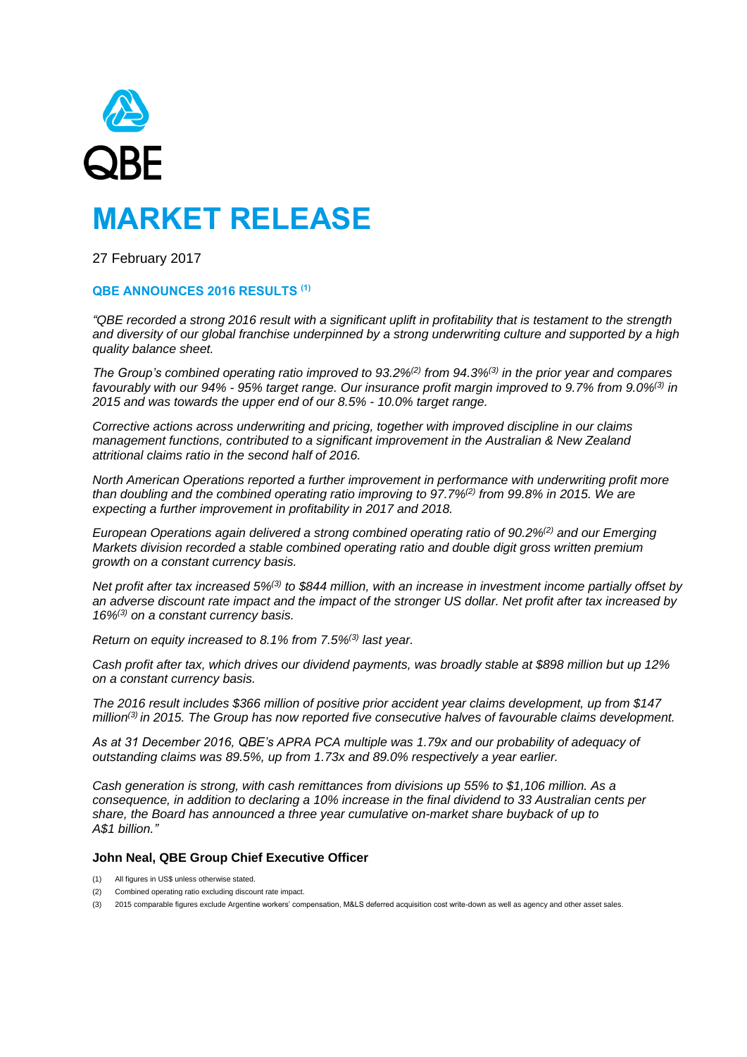QBE

# MARKET RELEASE

27 February 2017

### QBE ANNOUNCES 2016 RESULTS (1)

*"QBE recorded a strong 2016 result with a significant uplift in profitability that is testament to the strength and diversity of our global franchise underpinned by a strong underwriting culture and supported by a high quality balance sheet.*

*The Group's combined operating ratio improved to 93.2%(2) from 94.3%(3) in the prior year and compares favourably with our 94% - 95% target range. Our insurance profit margin improved to 9.7% from 9.0%(3) in 2015 and was towards the upper end of our 8.5% - 10.0% target range.*

*Corrective actions across underwriting and pricing, together with improved discipline in our claims management functions, contributed to a significant improvement in the Australian & New Zealand attritional claims ratio in the second half of 2016.*

*North American Operations reported a further improvement in performance with underwriting profit more than doubling and the combined operating ratio improving to 97.7%(2) from 99.8% in 2015. We are expecting a further improvement in profitability in 2017 and 2018.*

*European Operations again delivered a strong combined operating ratio of 90.2%(2) and our Emerging Markets division recorded a stable combined operating ratio and double digit gross written premium growth on a constant currency basis.*

*Net profit after tax increased 5%(3) to $844 million, with an increase in investment income partially offset by an adverse discount rate impact and the impact of the stronger US dollar. Net profit after tax increased by 16%(3) on a constant currency basis.*

*Return on equity increased to 8.1% from 7.5%(3) last year.*

*Cash profit after tax, which drives our dividend payments, was broadly stable at $898 million but up 12% on a constant currency basis.*

*The 2016 result includes $366 million of positive prior accident year claims development, up from $147 million(3) in 2015. The Group has now reported five consecutive halves of favourable claims development.*

*As at 31 December 2016, QBE's APRA PCA multiple was 1.79x and our probability of adequacy of outstanding claims was 89.5%, up from 1.73x and 89.0% respectively a year earlier.*

*Cash generation is strong, with cash remittances from divisions up 55% to $1,106 million. As a consequence, in addition to declaring a 10% increase in the final dividend to 33 Australian cents per share, the Board has announced a three year cumulative on-market share buyback of up to A$1 billion."*

**John Neal, QBE Group Chief Executive Officer**

(1) All figures in US$ unless otherwise stated.

(2) Combined operating ratio excluding discount rate impact.

(3) 2015 comparable figures exclude Argentine workers' compensation, M&LS deferred acquisition cost write-down as well as agency and other asset sales.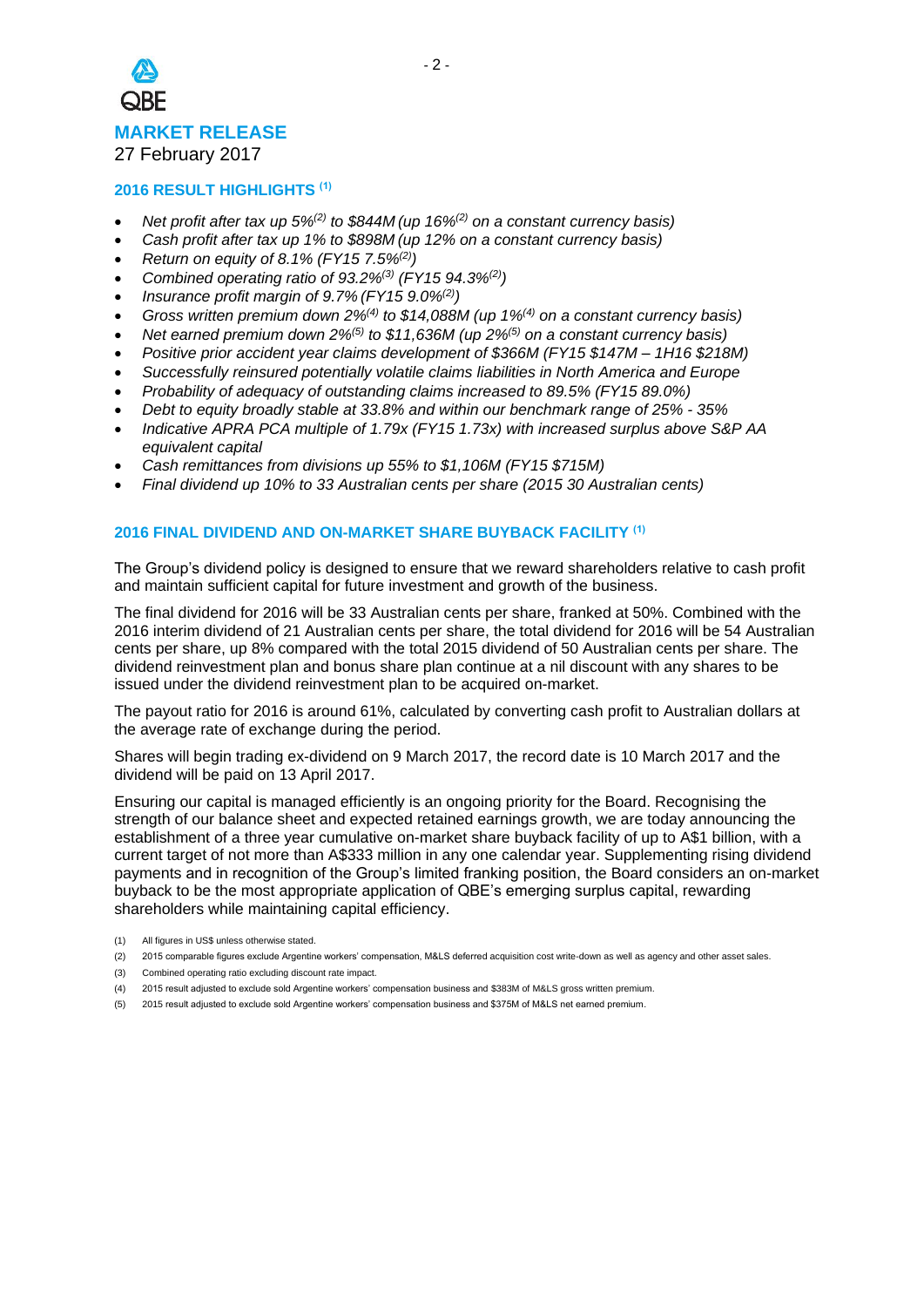QBE

**MARKET RELEASE**

27 February 2017

## 2016 RESULT HIGHLIGHTS [1]

- *Net profit after tax up 5%[2] to $844M (up 16%[2] on a constant currency basis)*
- *Cash profit after tax up 1% to $898M (up 12% on a constant currency basis)*
- *Return on equity of 8.1% (FY15 7.5%[2])*
- *Combined operating ratio of 93.2%[3] (FY15 94.3%[2])*
- *Insurance profit margin of 9.7% (FY15 9.0%[2])*
- *Gross written premium down 2%[4] to $14,088M (up 1%[4] on a constant currency basis)*
- *Net earned premium down 2%[5] to $11,636M (up 2%[5] on a constant currency basis)*
- *Positive prior accident year claims development of $366M (FY15 $147M – 1H16 $218M)*
- *Successfully reinsured potentially volatile claims liabilities in North America and Europe*
- *Probability of adequacy of outstanding claims increased to 89.5% (FY15 89.0%)*
- *Debt to equity broadly stable at 33.8% and within our benchmark range of 25% - 35%*
- *Indicative APRA PCA multiple of 1.79x (FY15 1.73x) with increased surplus above S&P AA equivalent capital*
- *Cash remittances from divisions up 55% to $1,106M (FY15 $715M)*
- *Final dividend up 10% to 33 Australian cents per share (2015 30 Australian cents)*

## 2016 FINAL DIVIDEND AND ON-MARKET SHARE BUYBACK FACILITY [1]

The Group's dividend policy is designed to ensure that we reward shareholders relative to cash profit and maintain sufficient capital for future investment and growth of the business.

The final dividend for 2016 will be 33 Australian cents per share, franked at 50%. Combined with the 2016 interim dividend of 21 Australian cents per share, the total dividend for 2016 will be 54 Australian cents per share, up 8% compared with the total 2015 dividend of 50 Australian cents per share. The dividend reinvestment plan and bonus share plan continue at a nil discount with any shares to be issued under the dividend reinvestment plan to be acquired on-market.

The payout ratio for 2016 is around 61%, calculated by converting cash profit to Australian dollars at the average rate of exchange during the period.

Shares will begin trading ex-dividend on 9 March 2017, the record date is 10 March 2017 and the dividend will be paid on 13 April 2017.

Ensuring our capital is managed efficiently is an ongoing priority for the Board. Recognising the strength of our balance sheet and expected retained earnings growth, we are today announcing the establishment of a three year cumulative on-market share buyback facility of up to A$1 billion, with a current target of not more than A$333 million in any one calendar year. Supplementing rising dividend payments and in recognition of the Group's limited franking position, the Board considers an on-market buyback to be the most appropriate application of QBE's emerging surplus capital, rewarding shareholders while maintaining capital efficiency.

(1) All figures in US$ unless otherwise stated.

(2) 2015 comparable figures exclude Argentine workers' compensation, M&LS deferred acquisition cost write-down as well as agency and other asset sales.

(3) Combined operating ratio excluding discount rate impact.

(4) 2015 result adjusted to exclude sold Argentine workers' compensation business and $383M of M&LS gross written premium.

(5) 2015 result adjusted to exclude sold Argentine workers' compensation business and $375M of M&LS net earned premium.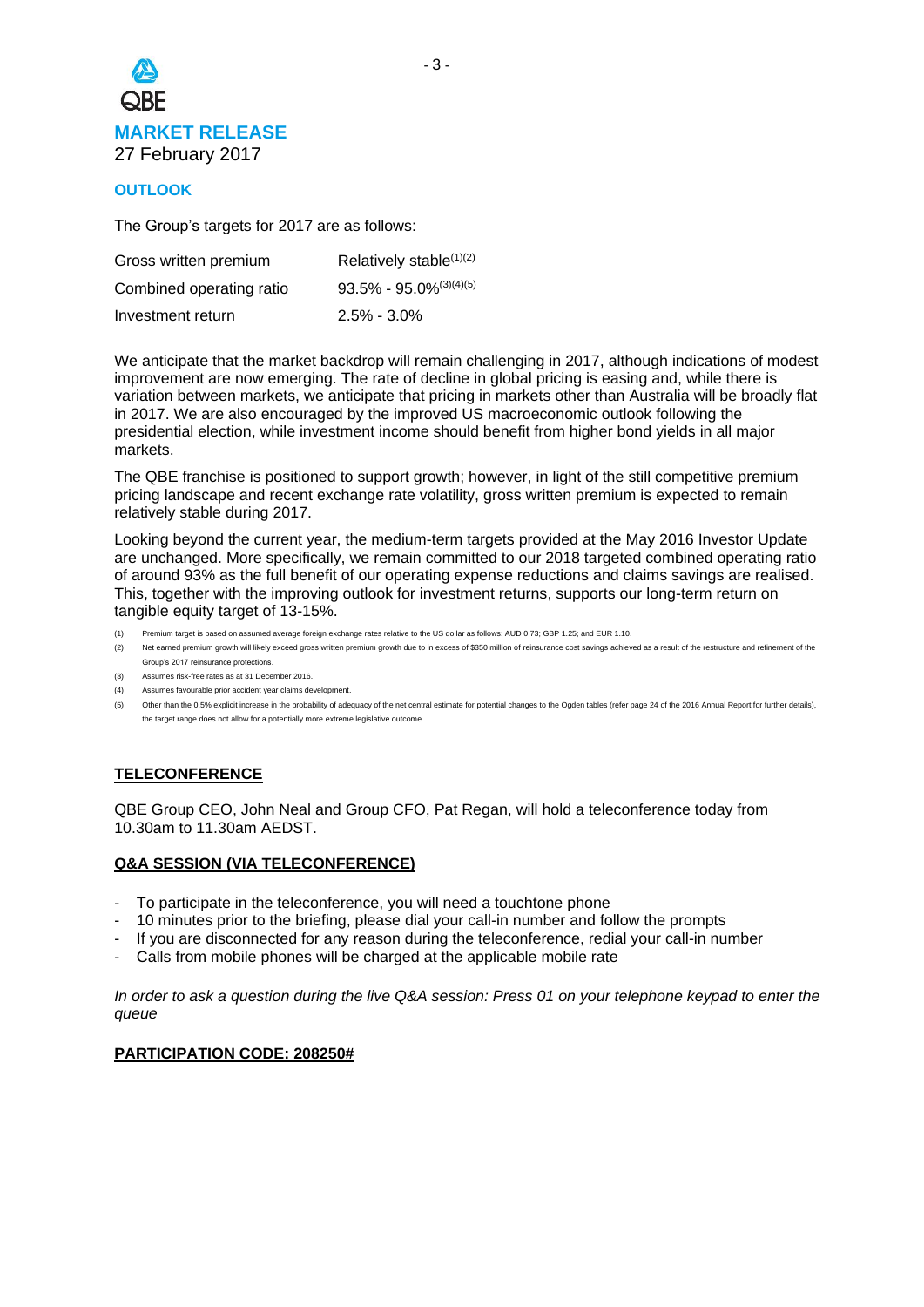**MARKET RELEASE**
27 February 2017

## OUTLOOK

The Group's targets for 2017 are as follows:

| | |
|---|---|
| Gross written premium | Relatively stable[(1)(2)] |
| Combined operating ratio | 93.5% - 95.0%[(3)(4)(5)] |
| Investment return | 2.5% - 3.0% |

We anticipate that the market backdrop will remain challenging in 2017, although indications of modest improvement are now emerging. The rate of decline in global pricing is easing and, while there is variation between markets, we anticipate that pricing in markets other than Australia will be broadly flat in 2017. We are also encouraged by the improved US macroeconomic outlook following the presidential election, while investment income should benefit from higher bond yields in all major markets.

The QBE franchise is positioned to support growth; however, in light of the still competitive premium pricing landscape and recent exchange rate volatility, gross written premium is expected to remain relatively stable during 2017.

Looking beyond the current year, the medium-term targets provided at the May 2016 Investor Update are unchanged. More specifically, we remain committed to our 2018 targeted combined operating ratio of around 93% as the full benefit of our operating expense reductions and claims savings are realised. This, together with the improving outlook for investment returns, supports our long-term return on tangible equity target of 13-15%.

(1) Premium target is based on assumed average foreign exchange rates relative to the US dollar as follows: AUD 0.73; GBP 1.25; and EUR 1.10.

(2) Net earned premium growth will likely exceed gross written premium growth due to in excess of $350 million of reinsurance cost savings achieved as a result of the restructure and refinement of the Group's 2017 reinsurance protections.

(3) Assumes risk-free rates as at 31 December 2016.

(4) Assumes favourable prior accident year claims development.

(5) Other than the 0.5% explicit increase in the probability of adequacy of the net central estimate for potential changes to the Ogden tables (refer page 24 of the 2016 Annual Report for further details), the target range does not allow for a potentially more extreme legislative outcome.

## TELECONFERENCE

QBE Group CEO, John Neal and Group CFO, Pat Regan, will hold a teleconference today from 10.30am to 11.30am AEDST.

## Q&A SESSION (VIA TELECONFERENCE)

- To participate in the teleconference, you will need a touchtone phone
- 10 minutes prior to the briefing, please dial your call-in number and follow the prompts
- If you are disconnected for any reason during the teleconference, redial your call-in number
- Calls from mobile phones will be charged at the applicable mobile rate

*In order to ask a question during the live Q&A session: Press 01 on your telephone keypad to enter the queue*

**PARTICIPATION CODE: 208250#**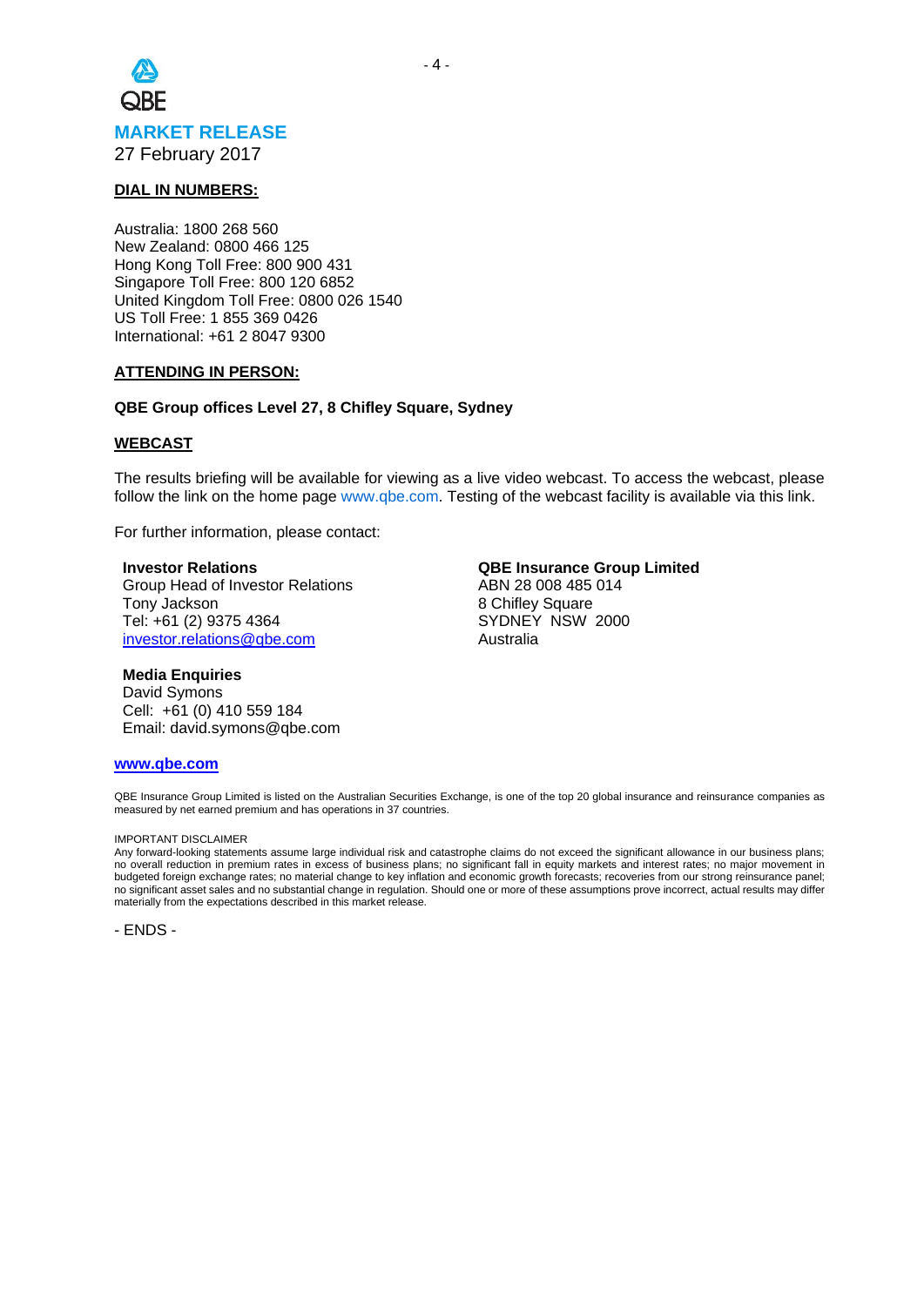QBE

**MARKET RELEASE**

27 February 2017

**DIAL IN NUMBERS:**

Australia: 1800 268 560
New Zealand: 0800 466 125
Hong Kong Toll Free: 800 900 431
Singapore Toll Free: 800 120 6852
United Kingdom Toll Free: 0800 026 1540
US Toll Free: 1 855 369 0426
International: +61 2 8047 9300

**ATTENDING IN PERSON:**

**QBE Group offices Level 27, 8 Chifley Square, Sydney**

**WEBCAST**

The results briefing will be available for viewing as a live video webcast. To access the webcast, please follow the link on the home page www.qbe.com. Testing of the webcast facility is available via this link.

For further information, please contact:

**Investor Relations**
Group Head of Investor Relations
Tony Jackson
Tel: +61 (2) 9375 4364
investor.relations@qbe.com

**Media Enquiries**
David Symons
Cell: +61 (0) 410 559 184
Email: david.symons@qbe.com

**QBE Insurance Group Limited**
ABN 28 008 485 014
8 Chifley Square
SYDNEY NSW 2000
Australia

**www.qbe.com**

QBE Insurance Group Limited is listed on the Australian Securities Exchange, is one of the top 20 global insurance and reinsurance companies as measured by net earned premium and has operations in 37 countries.

IMPORTANT DISCLAIMER
Any forward-looking statements assume large individual risk and catastrophe claims do not exceed the significant allowance in our business plans; no overall reduction in premium rates in excess of business plans; no significant fall in equity markets and interest rates; no major movement in budgeted foreign exchange rates; no material change to key inflation and economic growth forecasts; recoveries from our strong reinsurance panel; no significant asset sales and no substantial change in regulation. Should one or more of these assumptions prove incorrect, actual results may differ materially from the expectations described in this market release.

- ENDS -